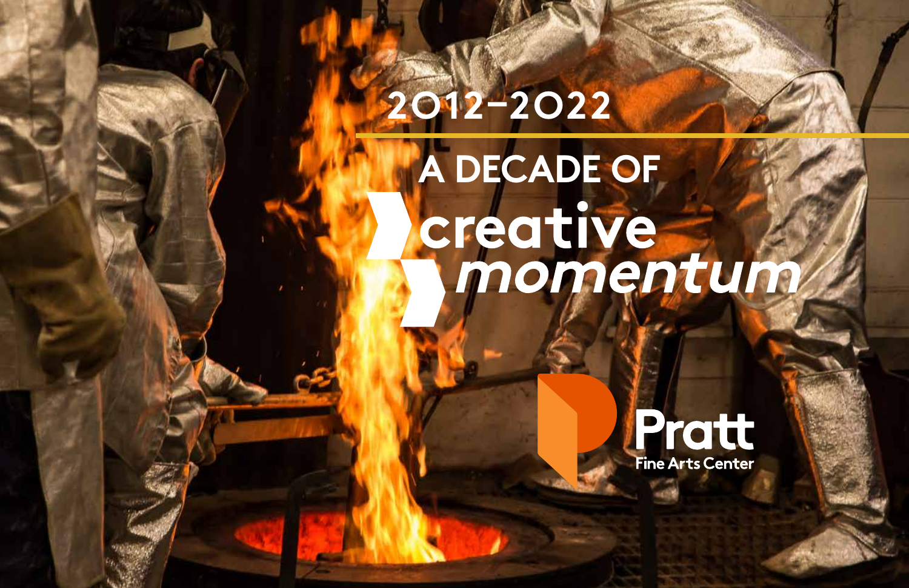# 2012–2022

## A DECADE OF creative *momentum*

Pratt Fine Arts Center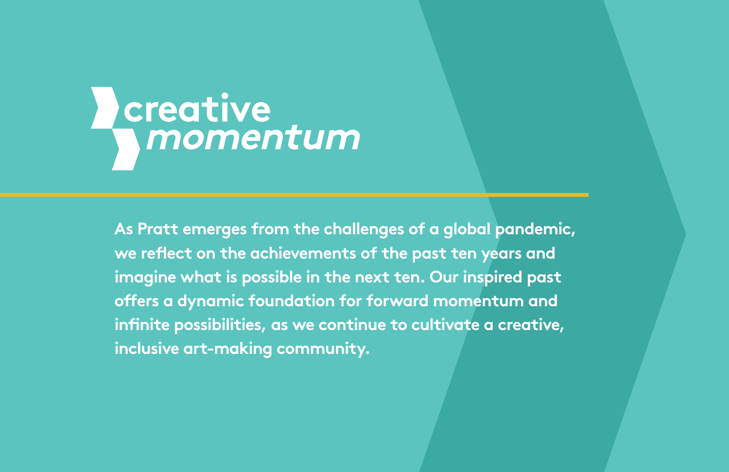# creative *momentum*

**As Pratt emerges from the challenges of a global pandemic, we reflect on the achievements of the past ten years and imagine what is possible in the next ten. Our inspired past offers a dynamic foundation for forward momentum and infinite possibilities, as we continue to cultivate a creative, inclusive art-making community.**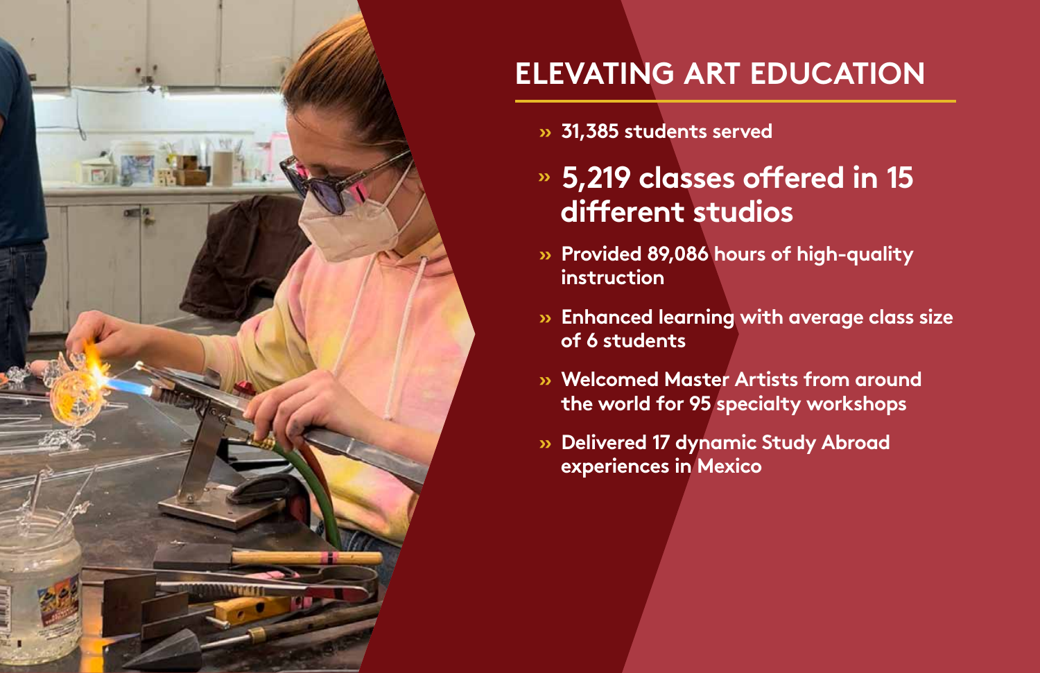# ELEVATING ART EDUCATION

- **31,385 students served**
- **5,219 classes offered in 15 different studios**
- **Provided 89,086 hours of high-quality instruction**
- **Enhanced learning with average class size of 6 students**
- **Welcomed Master Artists from around the world for 95 specialty workshops**
- **Delivered 17 dynamic Study Abroad experiences in Mexico**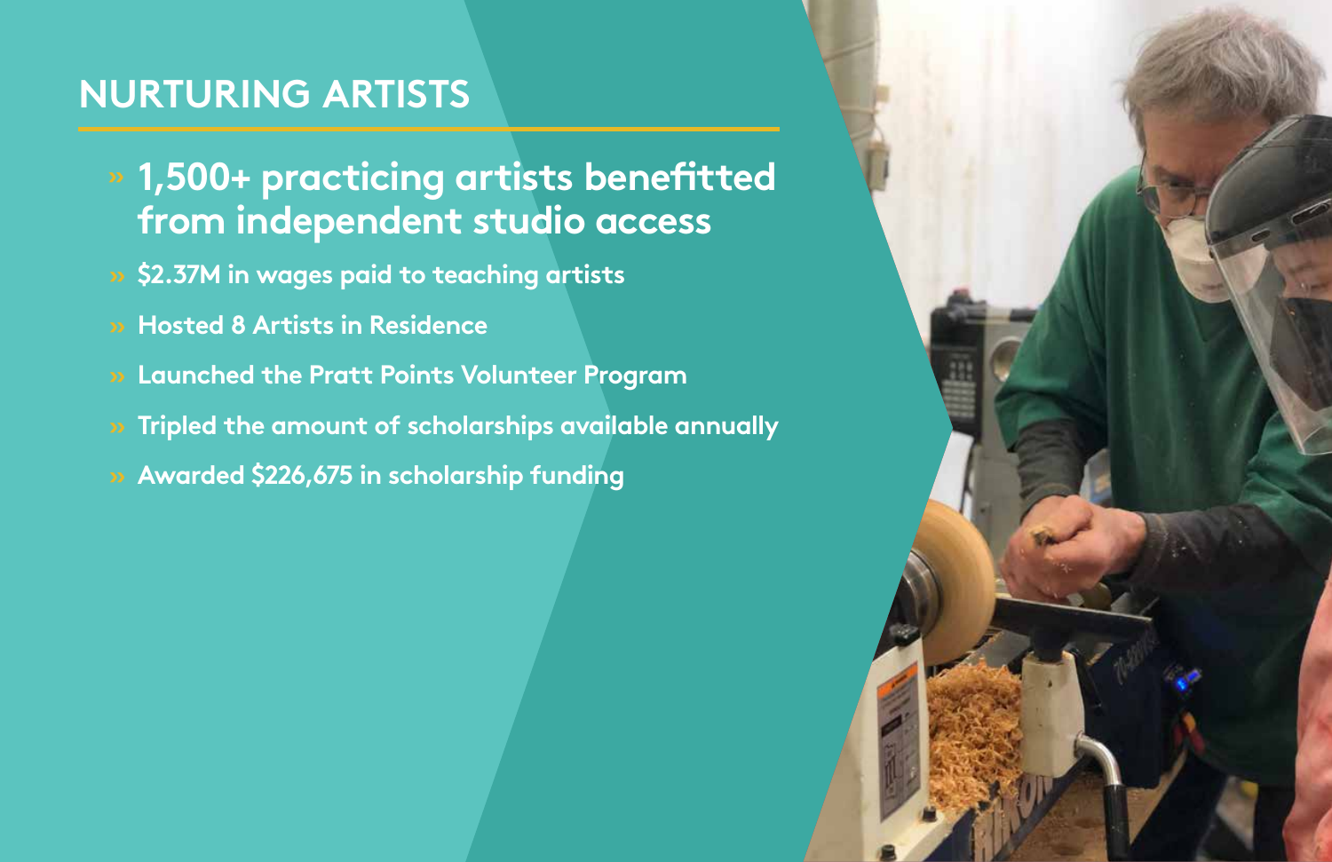# NURTURING ARTISTS

- **1,500+ practicing artists benefitted from independent studio access**
- **$2.37M in wages paid to teaching artists**
- **Hosted 8 Artists in Residence**
- **Launched the Pratt Points Volunteer Program**
- **Tripled the amount of scholarships available annually**
- **Awarded $226,675 in scholarship funding**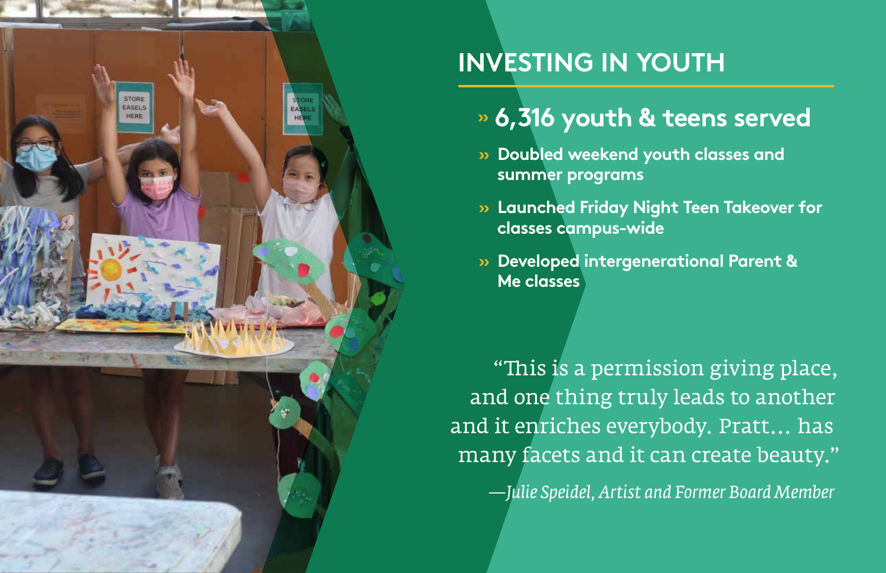# INVESTING IN YOUTH

- **6,316 youth & teens served**
- **Doubled weekend youth classes and summer programs**
- **Launched Friday Night Teen Takeover for classes campus-wide**
- **Developed intergenerational Parent & Me classes**

"This is a permission giving place, and one thing truly leads to another and it enriches everybody. Pratt… has many facets and it can create beauty."

*—Julie Speidel, Artist and Former Board Member*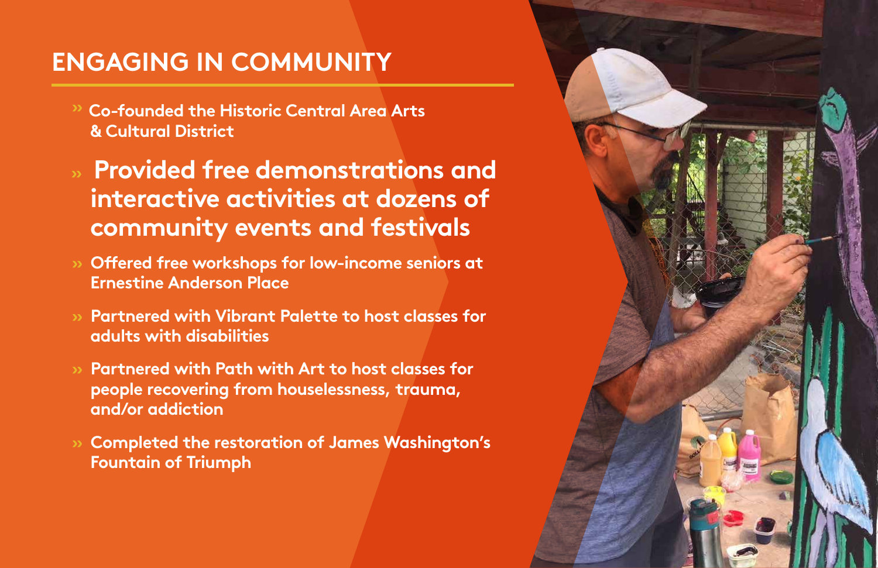## ENGAGING IN COMMUNITY

- Co-founded the Historic Central Area Arts & Cultural District
- **Provided free demonstrations and interactive activities at dozens of community events and festivals**
- Offered free workshops for low-income seniors at Ernestine Anderson Place
- Partnered with Vibrant Palette to host classes for adults with disabilities
- Partnered with Path with Art to host classes for people recovering from houselessness, trauma, and/or addiction
- Completed the restoration of James Washington's Fountain of Triumph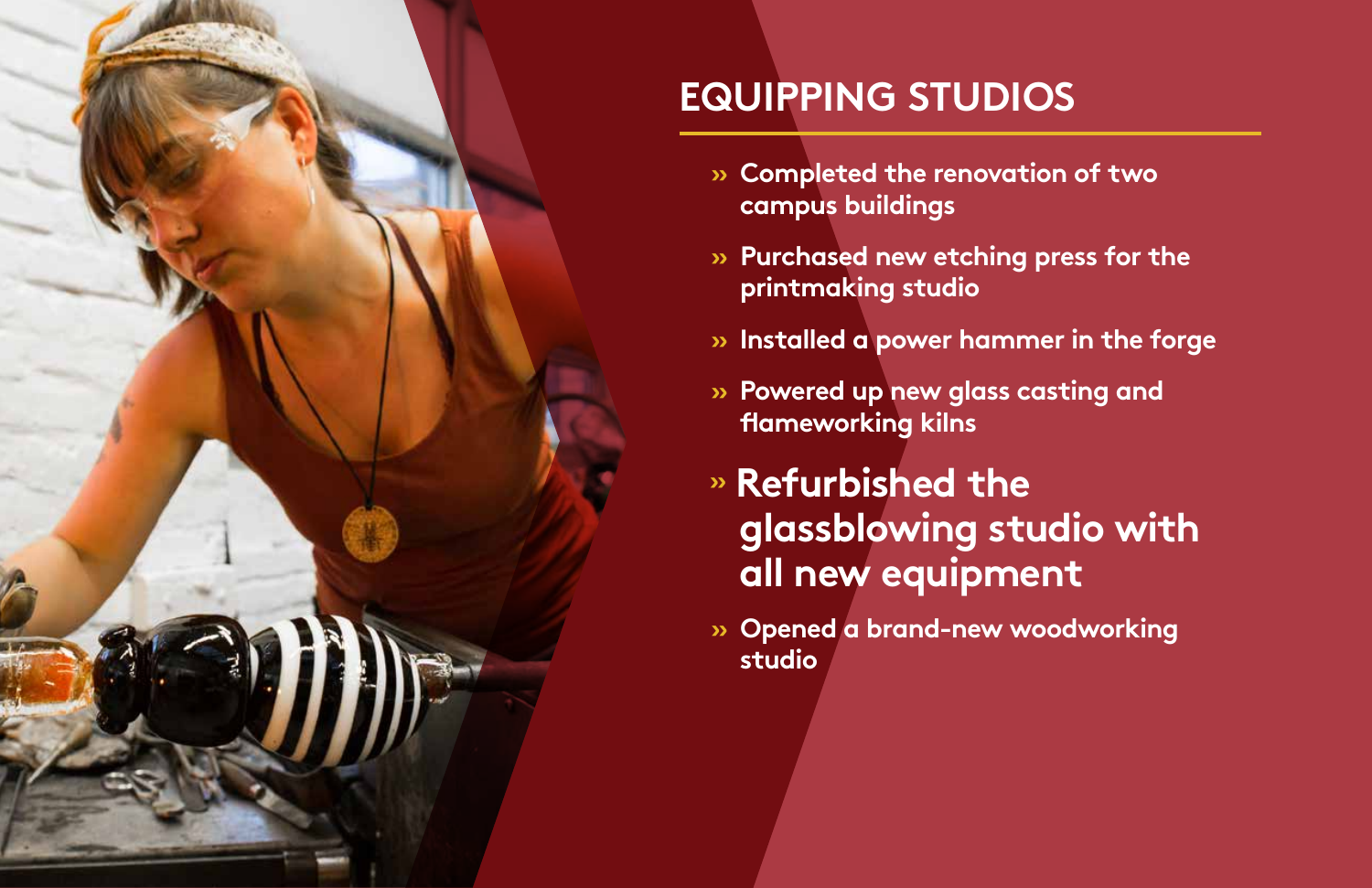# EQUIPPING STUDIOS

- Completed the renovation of two campus buildings
- Purchased new etching press for the printmaking studio
- Installed a power hammer in the forge
- Powered up new glass casting and flameworking kilns
- **Refurbished the glassblowing studio with all new equipment**
- Opened a brand-new woodworking studio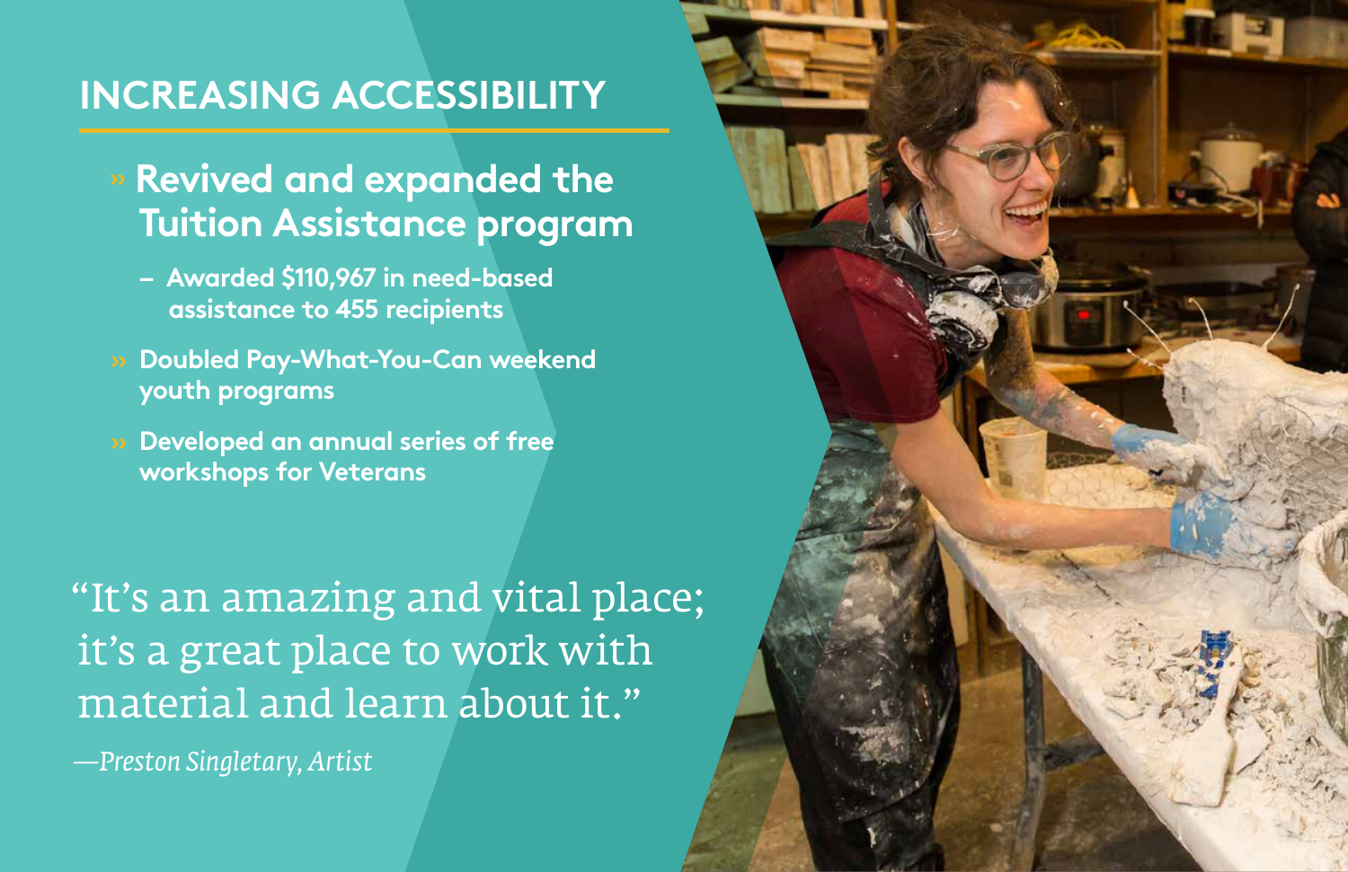## INCREASING ACCESSIBILITY

- **Revived and expanded the Tuition Assistance program**
  - **Awarded $110,967 in need-based assistance to 455 recipients**
- **Doubled Pay-What-You-Can weekend youth programs**
- **Developed an annual series of free workshops for Veterans**

> "It's an amazing and vital place; it's a great place to work with material and learn about it."
>
> —*Preston Singletary, Artist*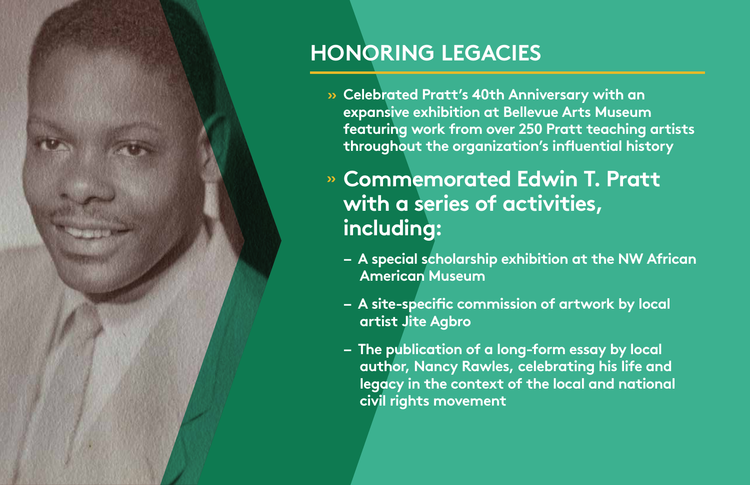## HONORING LEGACIES

- Celebrated Pratt's 40th Anniversary with an expansive exhibition at Bellevue Arts Museum featuring work from over 250 Pratt teaching artists throughout the organization's influential history
- **Commemorated Edwin T. Pratt with a series of activities, including:**
  - A special scholarship exhibition at the NW African American Museum
  - A site-specific commission of artwork by local artist Jite Agbro
  - The publication of a long-form essay by local author, Nancy Rawles, celebrating his life and legacy in the context of the local and national civil rights movement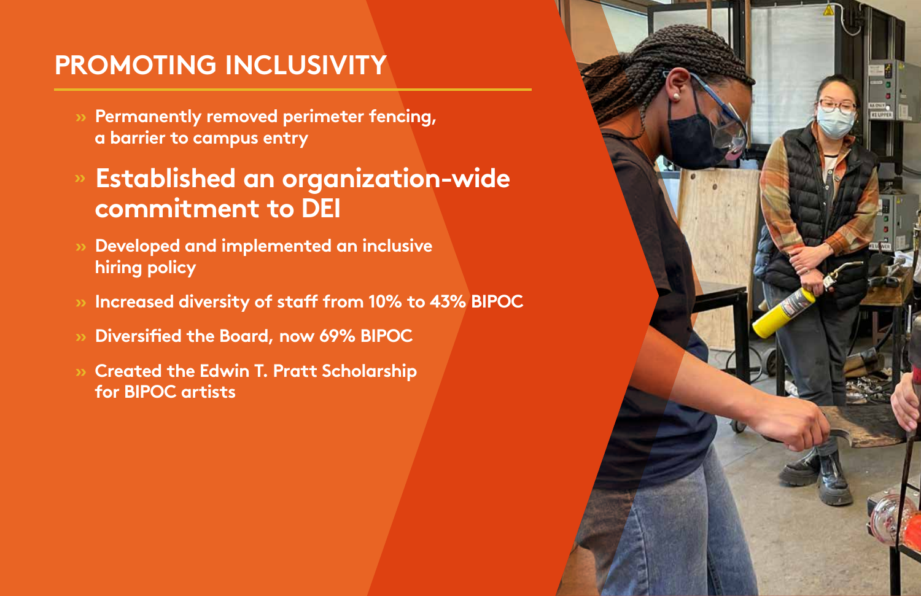## PROMOTING INCLUSIVITY

- Permanently removed perimeter fencing, a barrier to campus entry
- **Established an organization-wide commitment to DEI**
- Developed and implemented an inclusive hiring policy
- Increased diversity of staff from 10% to 43% BIPOC
- Diversified the Board, now 69% BIPOC
- Created the Edwin T. Pratt Scholarship for BIPOC artists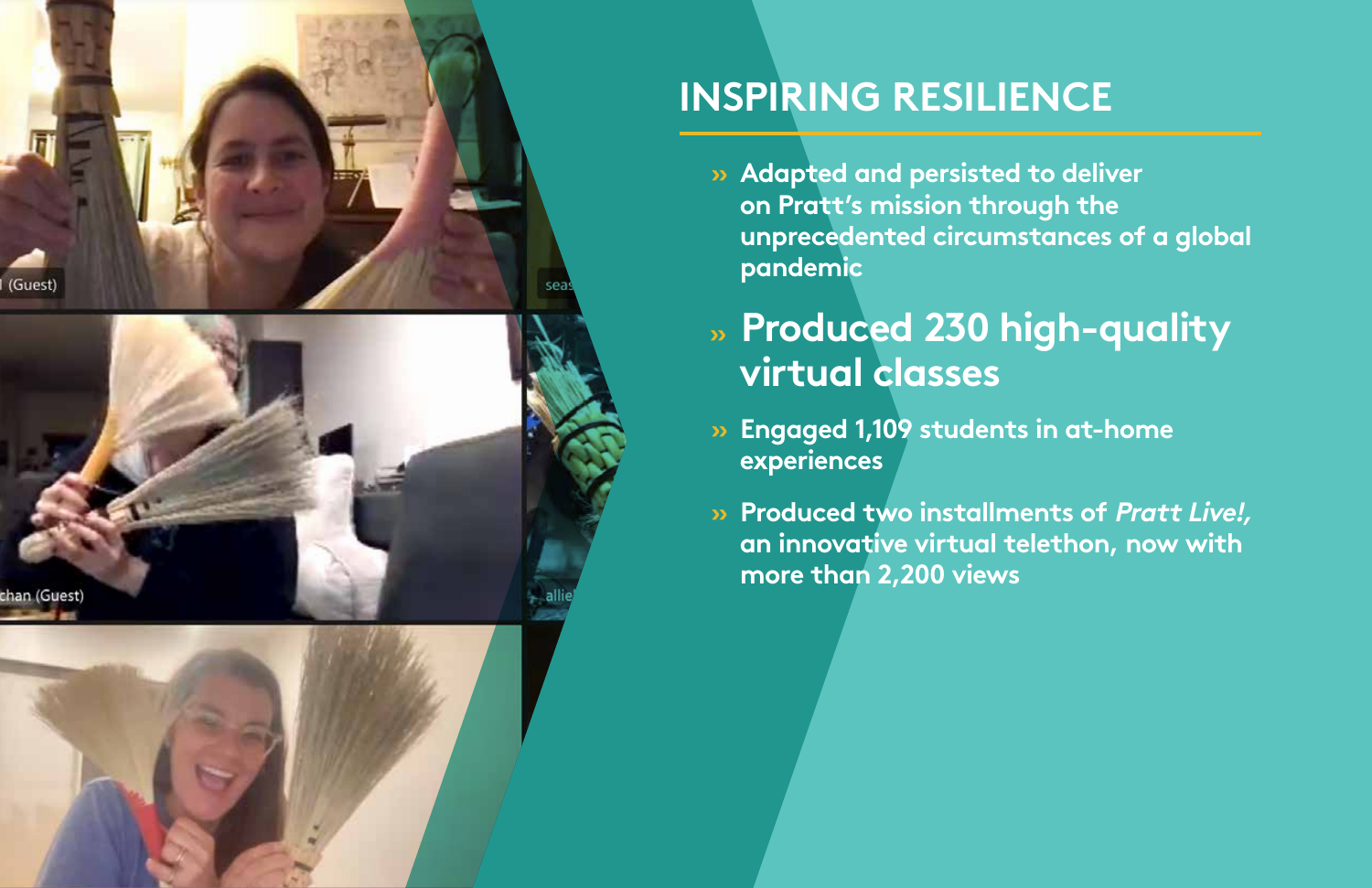## INSPIRING RESILIENCE

- Adapted and persisted to deliver on Pratt's mission through the unprecedented circumstances of a global pandemic
- **Produced 230 high-quality virtual classes**
- Engaged 1,109 students in at-home experiences
- Produced two installments of *Pratt Live!,* an innovative virtual telethon, now with more than 2,200 views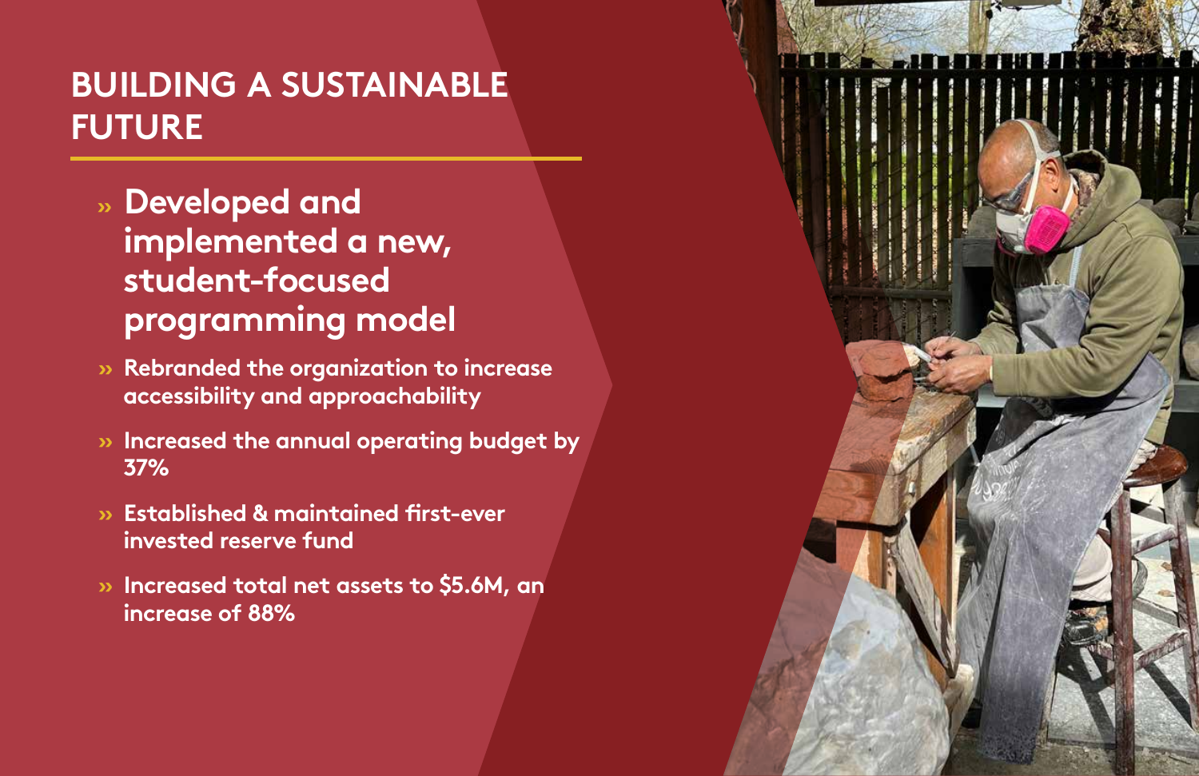# BUILDING A SUSTAINABLE FUTURE

- **Developed and implemented a new, student-focused programming model**
- **Rebranded the organization to increase accessibility and approachability**
- **Increased the annual operating budget by 37%**
- **Established & maintained first-ever invested reserve fund**
- **Increased total net assets to $5.6M, an increase of 88%**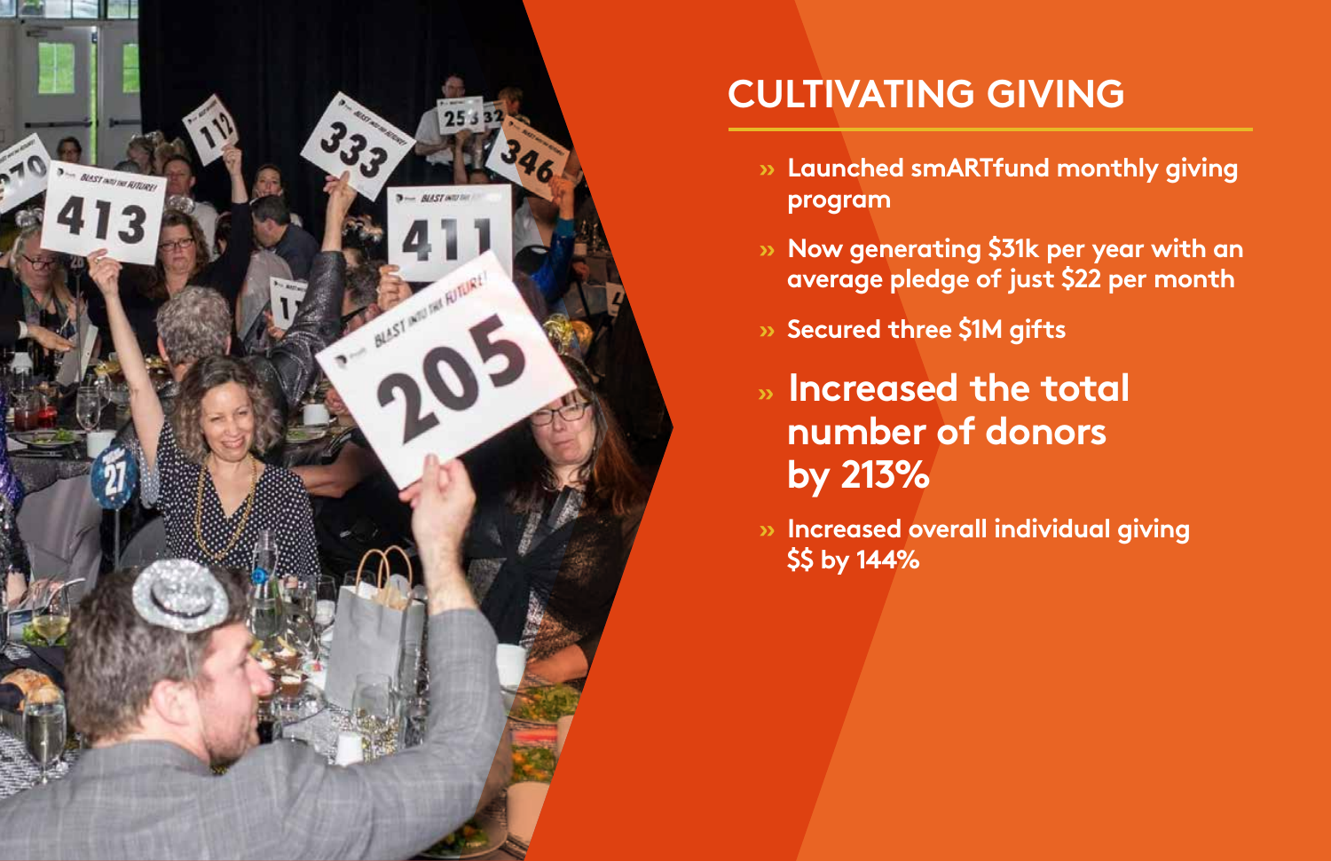## CULTIVATING GIVING

- Launched smARTfund monthly giving program
- Now generating $31k per year with an average pledge of just $22 per month
- Secured three $1M gifts
- **Increased the total number of donors by 213%**
- Increased overall individual giving $$ by 144%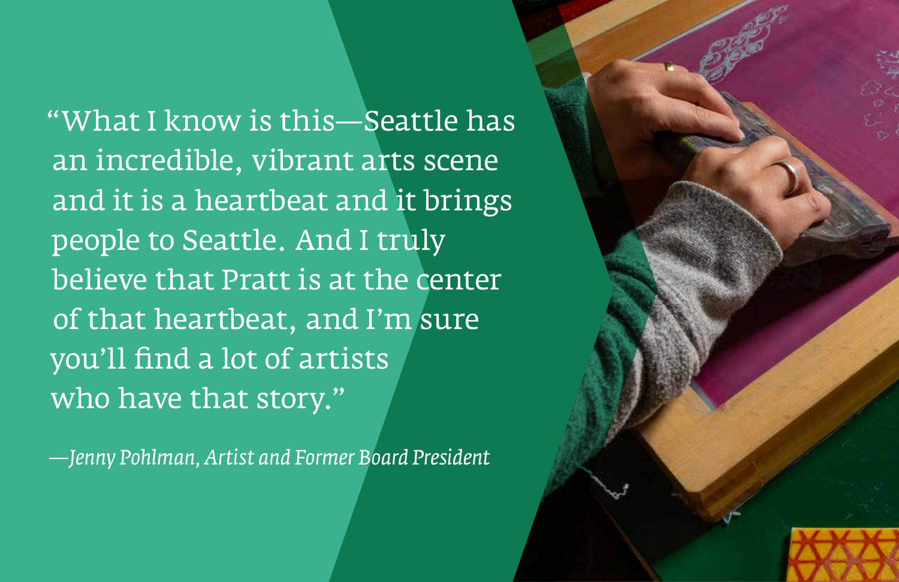"What I know is this—Seattle has an incredible, vibrant arts scene and it is a heartbeat and it brings people to Seattle. And I truly believe that Pratt is at the center of that heartbeat, and I'm sure you'll find a lot of artists who have that story."

*—Jenny Pohlman, Artist and Former Board President*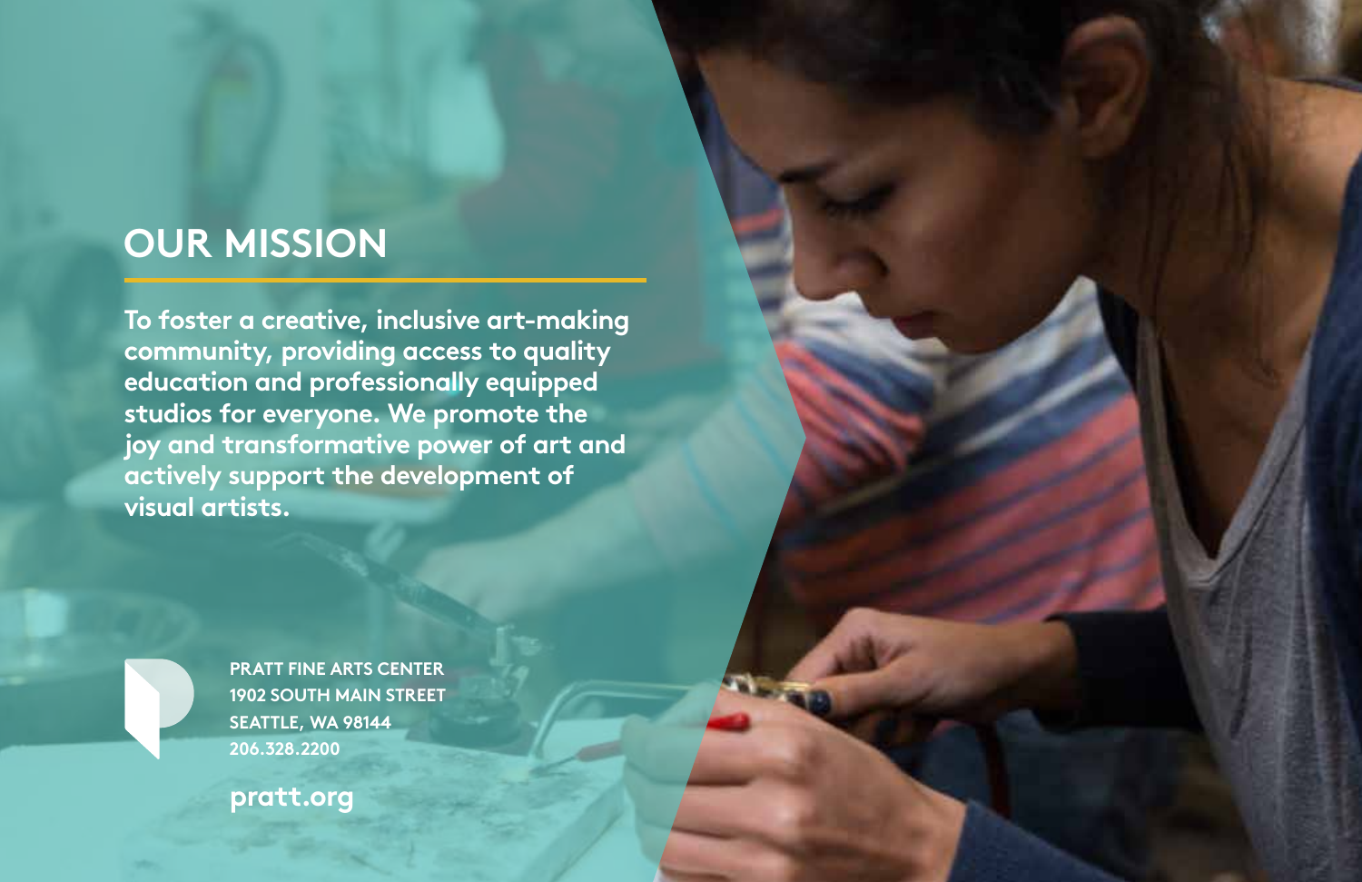## OUR MISSION

**To foster a creative, inclusive art-making community, providing access to quality education and professionally equipped studios for everyone. We promote the joy and transformative power of art and actively support the development of visual artists.**

PRATT FINE ARTS CENTER
1902 SOUTH MAIN STREET
SEATTLE, WA 98144
206.328.2200

**pratt.org**